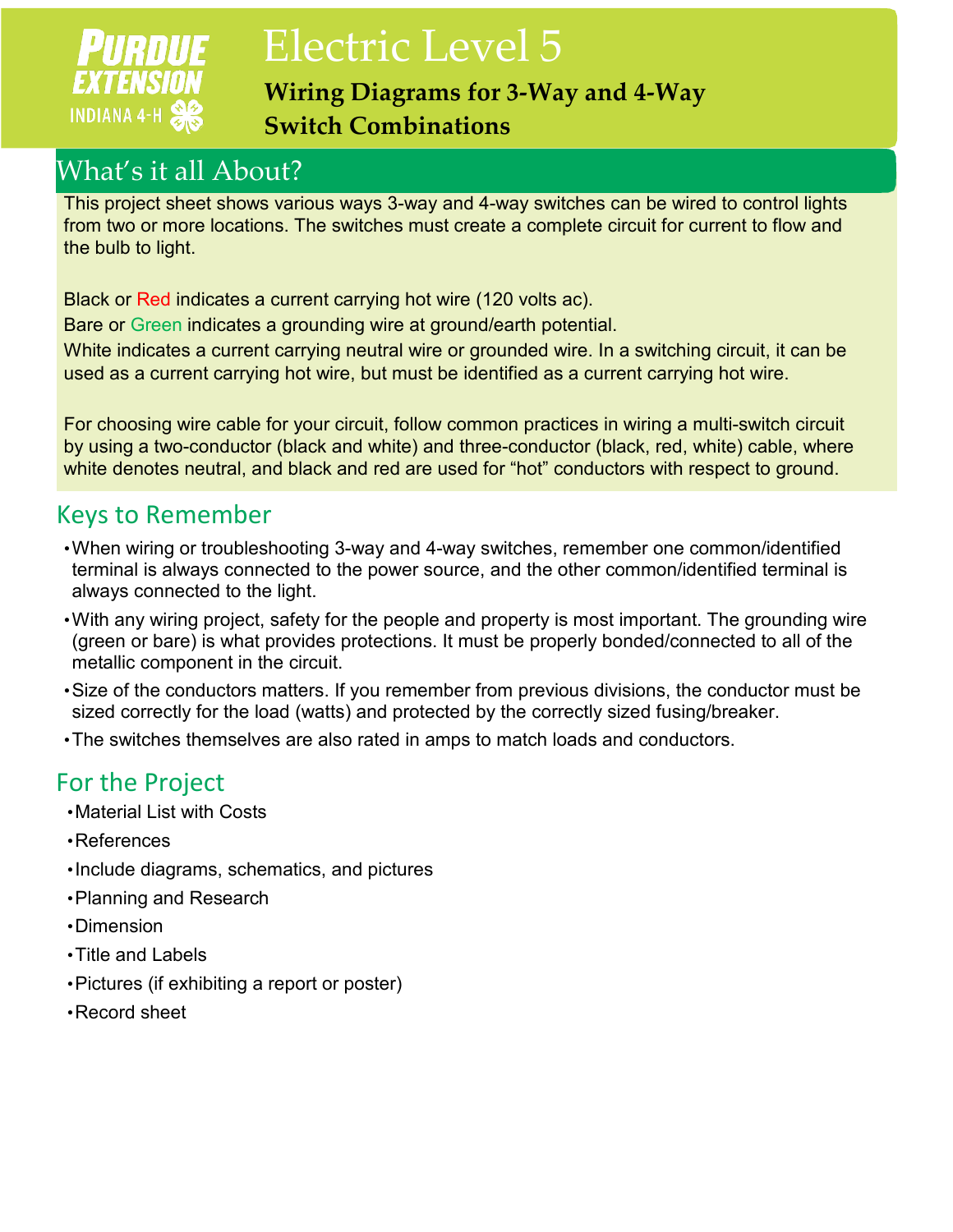PURDUE EXTENSION
INDIANA 4-H

# Electric Level 5

**Wiring Diagrams for 3-Way and 4-Way Switch Combinations**

## What's it all About?

This project sheet shows various ways 3-way and 4-way switches can be wired to control lights from two or more locations. The switches must create a complete circuit for current to flow and the bulb to light.

Black or Red indicates a current carrying hot wire (120 volts ac).

Bare or Green indicates a grounding wire at ground/earth potential.

White indicates a current carrying neutral wire or grounded wire. In a switching circuit, it can be used as a current carrying hot wire, but must be identified as a current carrying hot wire.

For choosing wire cable for your circuit, follow common practices in wiring a multi-switch circuit by using a two-conductor (black and white) and three-conductor (black, red, white) cable, where white denotes neutral, and black and red are used for "hot" conductors with respect to ground.

## Keys to Remember

- When wiring or troubleshooting 3-way and 4-way switches, remember one common/identified terminal is always connected to the power source, and the other common/identified terminal is always connected to the light.
- With any wiring project, safety for the people and property is most important. The grounding wire (green or bare) is what provides protections. It must be properly bonded/connected to all of the metallic component in the circuit.
- Size of the conductors matters. If you remember from previous divisions, the conductor must be sized correctly for the load (watts) and protected by the correctly sized fusing/breaker.
- The switches themselves are also rated in amps to match loads and conductors.

## For the Project

- Material List with Costs
- References
- Include diagrams, schematics, and pictures
- Planning and Research
- Dimension
- Title and Labels
- Pictures (if exhibiting a report or poster)
- Record sheet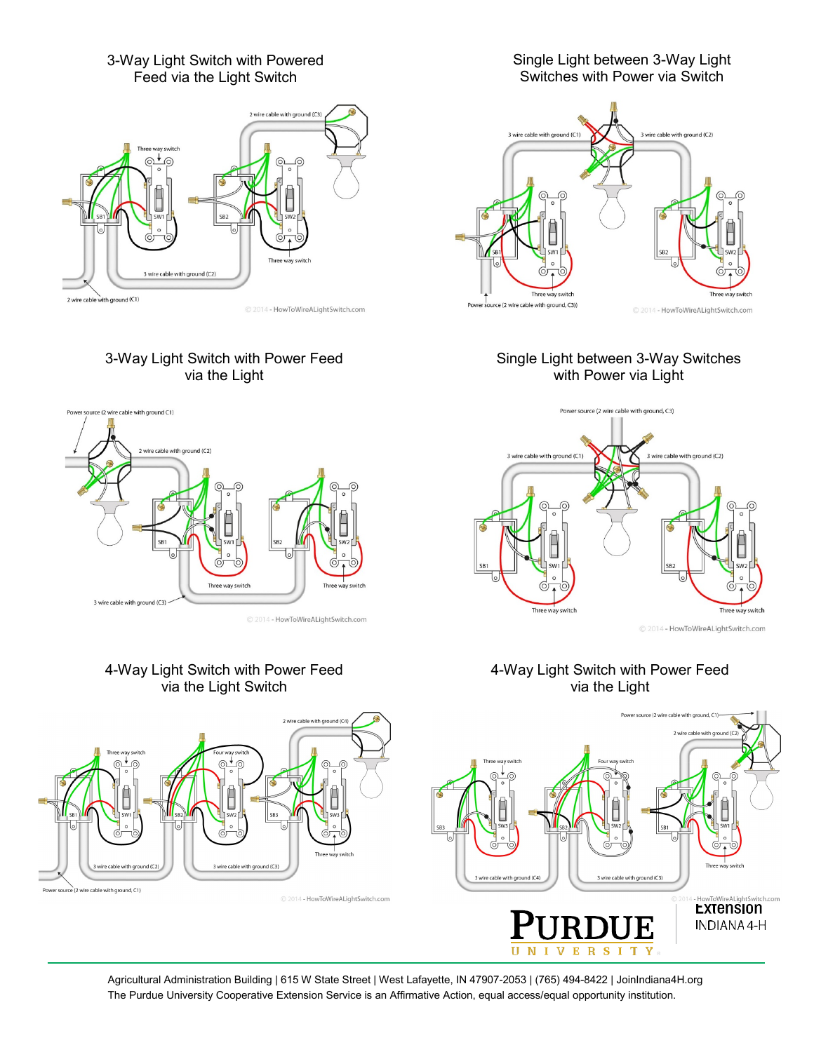## 3-Way Light Switch with Powered Feed via the Light Switch

2 wire cable with ground (C3)
Three way switch
SB1
SW1
SB2
SW2
Three way switch
3 wire cable with ground (C2)
2 wire cable with ground (C1)
© 2014 - HowToWireALightSwitch.com

## Single Light between 3-Way Light Switches with Power via Switch

3 wire cable with ground (C1)
3 wire cable with ground (C2)
SB1
SW1
SB2
SW2
Three way switch
Three way switch
Power source (2 wire cable with ground, C3)
© 2014 - HowToWireALightSwitch.com

## 3-Way Light Switch with Power Feed via the Light

Power source (2 wire cable with ground C1)
2 wire cable with ground (C2)
SB1
SW1
SB2
SW2
Three way switch
Three way switch
3 wire cable with ground (C3)
© 2014 - HowToWireALightSwitch.com

## Single Light between 3-Way Switches with Power via Light

Power source (2 wire cable with ground, C3)
3 wire cable with ground (C1)
3 wire cable with ground (C2)
SB1
SW1
SB2
SW2
Three way switch
Three way switch
© 2014 - HowToWireALightSwitch.com

## 4-Way Light Switch with Power Feed via the Light Switch

2 wire cable with ground (C4)
Three way switch
Four way switch
SB1
SW1
SB2
SW2
SB3
SW3
Three way switch
3 wire cable with ground (C2)
3 wire cable with ground (C3)
Power source (2 wire cable with ground, C1)
© 2014 - HowToWireALightSwitch.com

## 4-Way Light Switch with Power Feed via the Light

Power source (2 wire cable with ground, C1)
2 wire cable with ground (C2)
Three way switch
Four way switch
SB3
SW3
SB2
SW2
SB1
SW1
Three way switch
3 wire cable with ground (C4)
3 wire cable with ground (C3)
© 2014 - HowToWireALightSwitch.com

PURDUE UNIVERSITY | Extension INDIANA 4-H

Agricultural Administration Building | 615 W State Street | West Lafayette, IN 47907-2053 | (765) 494-8422 | JoinIndiana4H.org
The Purdue University Cooperative Extension Service is an Affirmative Action, equal access/equal opportunity institution.